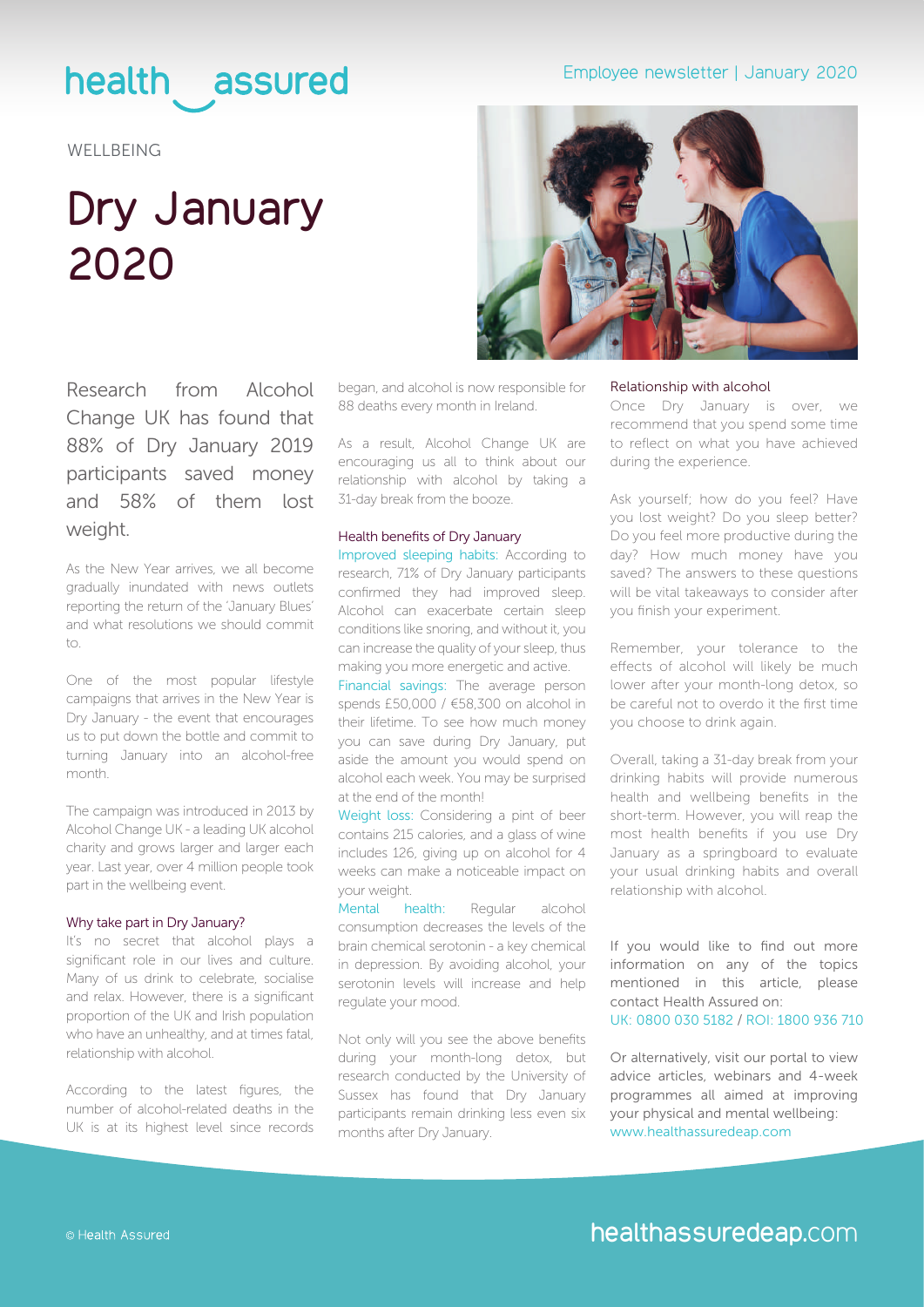health assured

Employee newsletter | January 2020

WELLBEING

# Dry January 2020

Research from Alcohol Change UK has found that 88% of Dry January 2019 participants saved money and 58% of them lost weight.

As the New Year arrives, we all become gradually inundated with news outlets reporting the return of the 'January Blues' and what resolutions we should commit to.

One of the most popular lifestyle campaigns that arrives in the New Year is Dry January - the event that encourages us to put down the bottle and commit to turning January into an alcohol-free month.

The campaign was introduced in 2013 by Alcohol Change UK - a leading UK alcohol charity and grows larger and larger each year. Last year, over 4 million people took part in the wellbeing event.

### Why take part in Dry January?

It's no secret that alcohol plays a significant role in our lives and culture. Many of us drink to celebrate, socialise and relax. However, there is a significant proportion of the UK and Irish population who have an unhealthy, and at times fatal, relationship with alcohol.

According to the latest figures, the number of alcohol-related deaths in the UK is at its highest level since records began, and alcohol is now responsible for 88 deaths every month in Ireland.

As a result, Alcohol Change UK are encouraging us all to think about our relationship with alcohol by taking a 31-day break from the booze.

### Health benefits of Dry January

Improved sleeping habits: According to research, 71% of Dry January participants confirmed they had improved sleep. Alcohol can exacerbate certain sleep conditions like snoring, and without it, you can increase the quality of your sleep, thus making you more energetic and active.

Financial savings: The average person spends £50,000 / €58,300 on alcohol in their lifetime. To see how much money you can save during Dry January, put aside the amount you would spend on alcohol each week. You may be surprised at the end of the month!

Weight loss: Considering a pint of beer contains 215 calories, and a glass of wine includes 126, giving up on alcohol for 4 weeks can make a noticeable impact on your weight.

Mental health: Regular alcohol consumption decreases the levels of the brain chemical serotonin - a key chemical in depression. By avoiding alcohol, your serotonin levels will increase and help regulate your mood.

Not only will you see the above benefits during your month-long detox, but research conducted by the University of Sussex has found that Dry January participants remain drinking less even six months after Dry January.

### Relationship with alcohol

Once Dry January is over, we recommend that you spend some time to reflect on what you have achieved during the experience.

Ask yourself; how do you feel? Have you lost weight? Do you sleep better? Do you feel more productive during the day? How much money have you saved? The answers to these questions will be vital takeaways to consider after you finish your experiment.

Remember, your tolerance to the effects of alcohol will likely be much lower after your month-long detox, so be careful not to overdo it the first time you choose to drink again.

Overall, taking a 31-day break from your drinking habits will provide numerous health and wellbeing benefits in the short-term. However, you will reap the most health benefits if you use Dry January as a springboard to evaluate your usual drinking habits and overall relationship with alcohol.

If you would like to find out more information on any of the topics mentioned in this article, please contact Health Assured on:
UK: 0800 030 5182 / ROI: 1800 936 710

Or alternatively, visit our portal to view advice articles, webinars and 4-week programmes all aimed at improving your physical and mental wellbeing: www.healthassuredeap.com

© Health Assured

healthassuredeap.com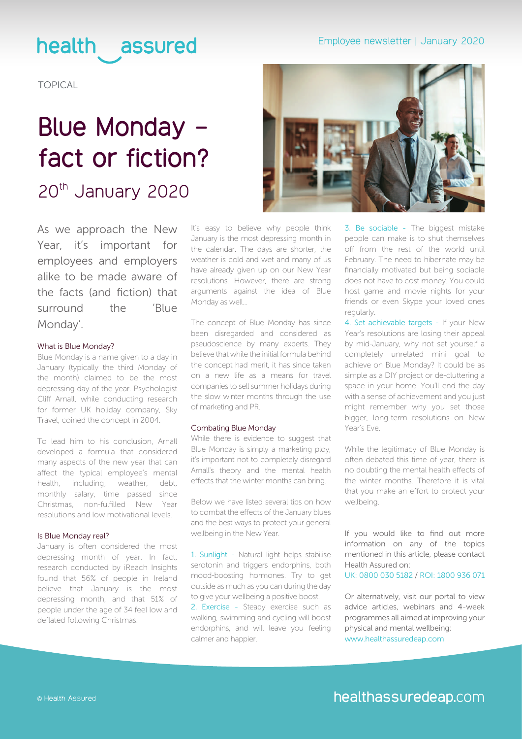TOPICAL

# Blue Monday – fact or fiction?

## 20th January 2020

As we approach the New Year, it's important for employees and employers alike to be made aware of the facts (and fiction) that surround the 'Blue Monday'.

### What is Blue Monday?

Blue Monday is a name given to a day in January (typically the third Monday of the month) claimed to be the most depressing day of the year. Psychologist Cliff Arnall, while conducting research for former UK holiday company, Sky Travel, coined the concept in 2004.

To lead him to his conclusion, Arnall developed a formula that considered many aspects of the new year that can affect the typical employee's mental health, including; weather, debt, monthly salary, time passed since Christmas, non-fulfilled New Year resolutions and low motivational levels.

### Is Blue Monday real?

January is often considered the most depressing month of year. In fact, research conducted by iReach Insights found that 56% of people in Ireland believe that January is the most depressing month, and that 51% of people under the age of 34 feel low and deflated following Christmas.

It's easy to believe why people think January is the most depressing month in the calendar. The days are shorter, the weather is cold and wet and many of us have already given up on our New Year resolutions. However, there are strong arguments against the idea of Blue Monday as well...

The concept of Blue Monday has since been disregarded and considered as pseudoscience by many experts. They believe that while the initial formula behind the concept had merit, it has since taken on a new life as a means for travel companies to sell summer holidays during the slow winter months through the use of marketing and PR.

### Combating Blue Monday

While there is evidence to suggest that Blue Monday is simply a marketing ploy, it's important not to completely disregard Arnall's theory and the mental health effects that the winter months can bring.

Below we have listed several tips on how to combat the effects of the January blues and the best ways to protect your general wellbeing in the New Year.

1. Sunlight - Natural light helps stabilise serotonin and triggers endorphins, both mood-boosting hormones. Try to get outside as much as you can during the day to give your wellbeing a positive boost.
2. Exercise - Steady exercise such as walking, swimming and cycling will boost endorphins, and will leave you feeling calmer and happier.
3. Be sociable - The biggest mistake people can make is to shut themselves off from the rest of the world until February. The need to hibernate may be financially motivated but being sociable does not have to cost money. You could host game and movie nights for your friends or even Skype your loved ones regularly.
4. Set achievable targets - If your New Year's resolutions are losing their appeal by mid-January, why not set yourself a completely unrelated mini goal to achieve on Blue Monday? It could be as simple as a DIY project or de-cluttering a space in your home. You'll end the day with a sense of achievement and you just might remember why you set those bigger, long-term resolutions on New Year's Eve.

While the legitimacy of Blue Monday is often debated this time of year, there is no doubting the mental health effects of the winter months. Therefore it is vital that you make an effort to protect your wellbeing.

If you would like to find out more information on any of the topics mentioned in this article, please contact Health Assured on:
UK: 0800 030 5182 / ROI: 1800 936 071

Or alternatively, visit our portal to view advice articles, webinars and 4-week programmes all aimed at improving your physical and mental wellbeing:
www.healthassuredeap.com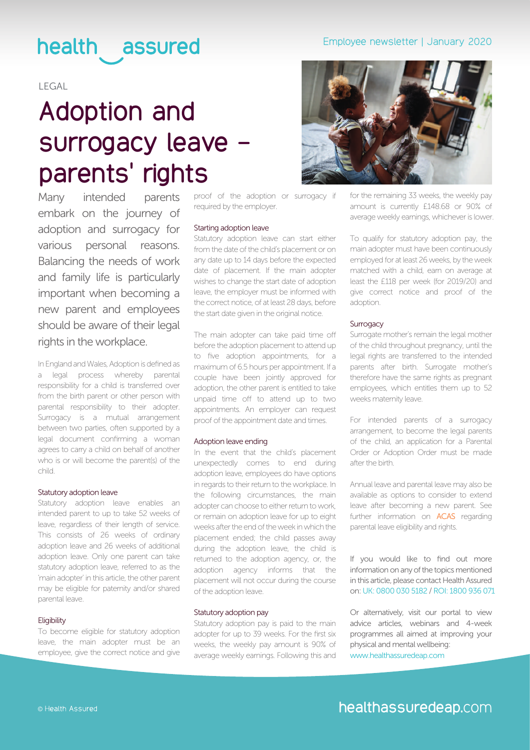health assured

Employee newsletter | January 2020

LEGAL

# Adoption and surrogacy leave – parents' rights

Many intended parents embark on the journey of adoption and surrogacy for various personal reasons. Balancing the needs of work and family life is particularly important when becoming a new parent and employees should be aware of their legal rights in the workplace.

In England and Wales, Adoption is defined as a legal process whereby parental responsibility for a child is transferred over from the birth parent or other person with parental responsibility to their adopter. Surrogacy is a mutual arrangement between two parties, often supported by a legal document confirming a woman agrees to carry a child on behalf of another who is or will become the parent(s) of the child.

### Statutory adoption leave

Statutory adoption leave enables an intended parent to up to take 52 weeks of leave, regardless of their length of service. This consists of 26 weeks of ordinary adoption leave and 26 weeks of additional adoption leave. Only one parent can take statutory adoption leave, referred to as the 'main adopter' in this article, the other parent may be eligible for paternity and/or shared parental leave.

### Eligibility

To become eligible for statutory adoption leave, the main adopter must be an employee, give the correct notice and give proof of the adoption or surrogacy if required by the employer.

### Starting adoption leave

Statutory adoption leave can start either from the date of the child's placement or on any date up to 14 days before the expected date of placement. If the main adopter wishes to change the start date of adoption leave, the employer must be informed with the correct notice, of at least 28 days, before the start date given in the original notice.

The main adopter can take paid time off before the adoption placement to attend up to five adoption appointments, for a maximum of 6.5 hours per appointment. If a couple have been jointly approved for adoption, the other parent is entitled to take unpaid time off to attend up to two appointments. An employer can request proof of the appointment date and times.

### Adoption leave ending

In the event that the child's placement unexpectedly comes to end during adoption leave, employees do have options in regards to their return to the workplace. In the following circumstances, the main adopter can choose to either return to work, or remain on adoption leave for up to eight weeks after the end of the week in which the placement ended; the child passes away during the adoption leave, the child is returned to the adoption agency, or, the adoption agency informs that the placement will not occur during the course of the adoption leave.

### Statutory adoption pay

Statutory adoption pay is paid to the main adopter for up to 39 weeks. For the first six weeks, the weekly pay amount is 90% of average weekly earnings. Following this and for the remaining 33 weeks, the weekly pay amount is currently £148.68 or 90% of average weekly earnings, whichever is lower.

To qualify for statutory adoption pay, the main adopter must have been continuously employed for at least 26 weeks, by the week matched with a child, earn on average at least the £118 per week (for 2019/20) and give correct notice and proof of the adoption.

### Surrogacy

Surrogate mother's remain the legal mother of the child throughout pregnancy, until the legal rights are transferred to the intended parents after birth. Surrogate mother's therefore have the same rights as pregnant employees, which entitles them up to 52 weeks maternity leave.

For intended parents of a surrogacy arrangement, to become the legal parents of the child, an application for a Parental Order or Adoption Order must be made after the birth.

Annual leave and parental leave may also be available as options to consider to extend leave after becoming a new parent. See further information on ACAS regarding parental leave eligibility and rights.

If you would like to find out more information on any of the topics mentioned in this article, please contact Health Assured on: UK: 0800 030 5182 / ROI: 1800 936 071

Or alternatively, visit our portal to view advice articles, webinars and 4-week programmes all aimed at improving your physical and mental wellbeing: www.healthassuredeap.com

© Health Assured

healthassuredeap.com